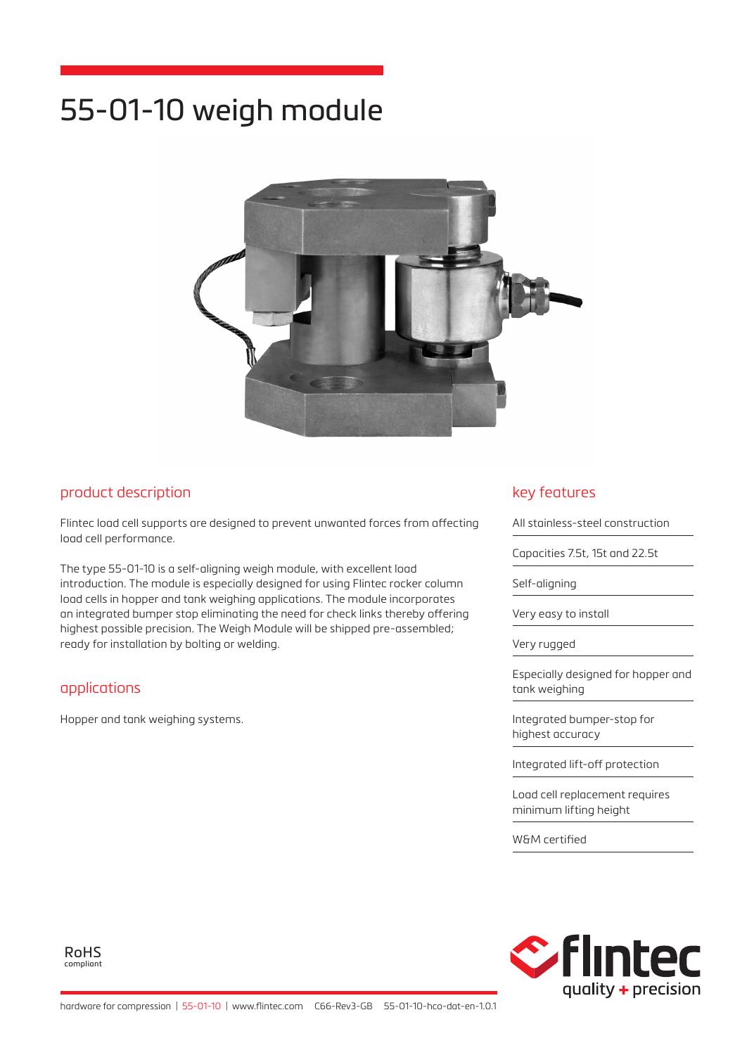# 55-01-10 weigh module

## product description

Flintec load cell supports are designed to prevent unwanted forces from affecting load cell performance.

The type 55-01-10 is a self-aligning weigh module, with excellent load introduction. The module is especially designed for using Flintec rocker column load cells in hopper and tank weighing applications. The module incorporates an integrated bumper stop eliminating the need for check links thereby offering highest possible precision. The Weigh Module will be shipped pre-assembled; ready for installation by bolting or welding.

## applications

Hopper and tank weighing systems.

## key features

- All stainless-steel construction
- Capacities 7.5t, 15t and 22.5t
- Self-aligning
- Very easy to install
- Very rugged
- Especially designed for hopper and tank weighing
- Integrated bumper-stop for highest accuracy
- Integrated lift-off protection
- Load cell replacement requires minimum lifting height
- W&M certified

RoHS compliant

flintec quality + precision

hardware for compression | 55-01-10 | www.flintec.com C66-Rev3-GB 55-01-10-hco-dat-en-1.0.1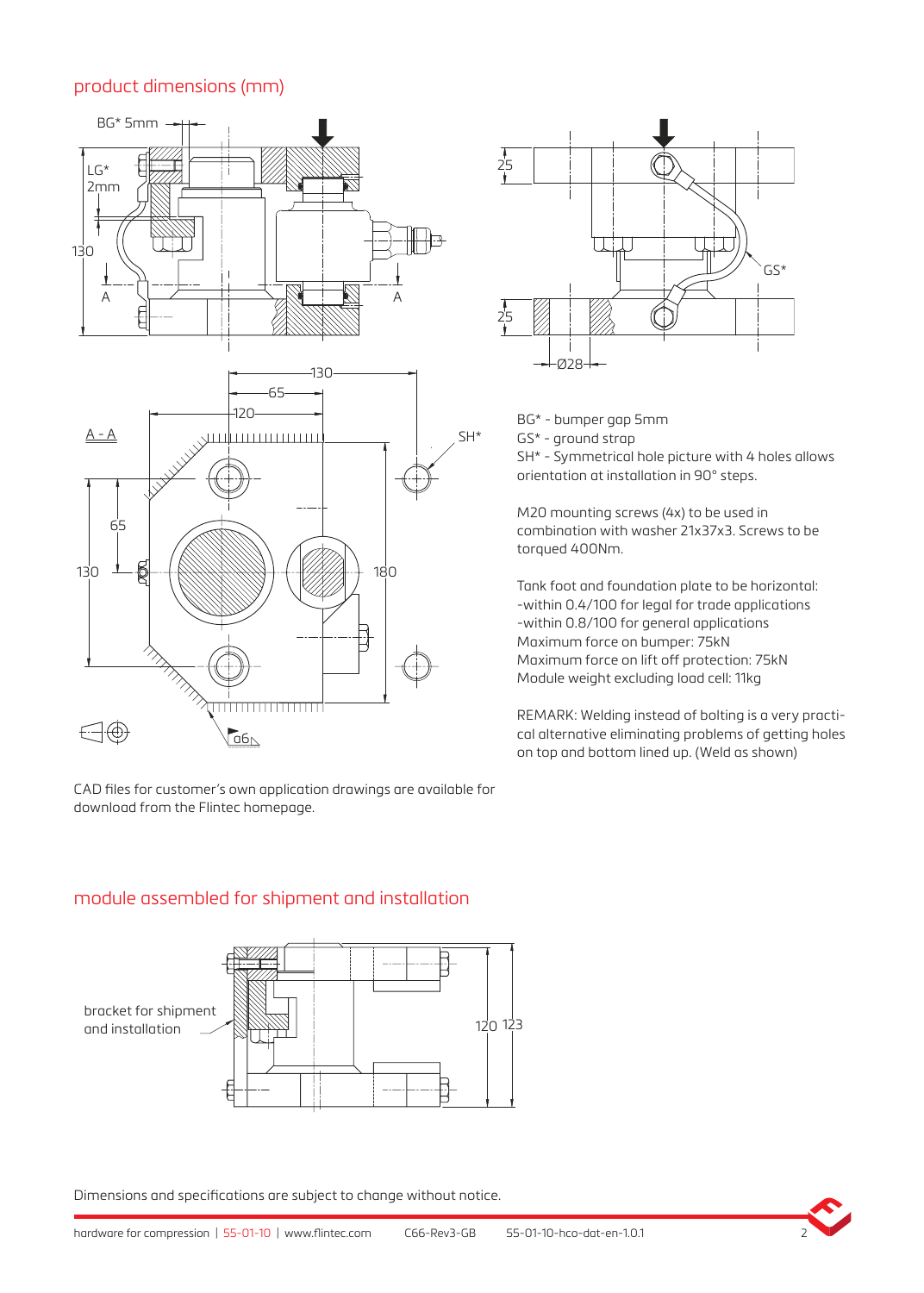## product dimensions (mm)

BG* 5mm

LG* 2mm

130

A

A

25

25

GS*

Ø28

130

65

120

A - A

SH*

65

130

180

a6

BG* - bumper gap 5mm
GS* - ground strap
SH* - Symmetrical hole picture with 4 holes allows orientation at installation in 90° steps.

M20 mounting screws (4x) to be used in combination with washer 21x37x3. Screws to be torqued 400Nm.

Tank foot and foundation plate to be horizontal:
-within 0.4/100 for legal for trade applications
-within 0.8/100 for general applications
Maximum force on bumper: 75kN
Maximum force on lift off protection: 75kN
Module weight excluding load cell: 11kg

REMARK: Welding instead of bolting is a very practical alternative eliminating problems of getting holes on top and bottom lined up. (Weld as shown)

CAD files for customer's own application drawings are available for download from the Flintec homepage.

## module assembled for shipment and installation

bracket for shipment and installation

120 123

Dimensions and specifications are subject to change without notice.

hardware for compression | 55-01-10 | www.flintec.com C66-Rev3-GB 55-01-10-hco-dat-en-1.0.1